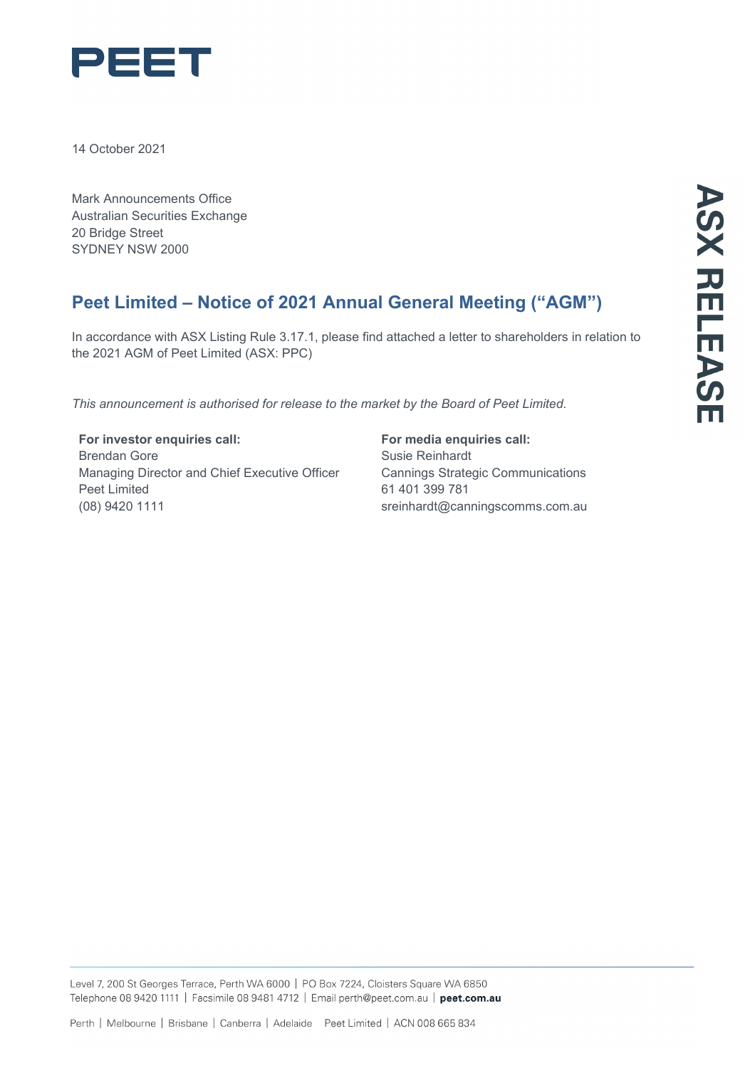PEET

14 October 2021

Mark Announcements Office
Australian Securities Exchange
20 Bridge Street
SYDNEY NSW 2000

ASX RELEASE

## Peet Limited – Notice of 2021 Annual General Meeting ("AGM")

In accordance with ASX Listing Rule 3.17.1, please find attached a letter to shareholders in relation to the 2021 AGM of Peet Limited (ASX: PPC)

*This announcement is authorised for release to the market by the Board of Peet Limited.*

**For investor enquiries call:**
Brendan Gore
Managing Director and Chief Executive Officer
Peet Limited
(08) 9420 1111

**For media enquiries call:**
Susie Reinhardt
Cannings Strategic Communications
61 401 399 781
sreinhardt@canningscomms.com.au

Level 7, 200 St Georges Terrace, Perth WA 6000 | PO Box 7224, Cloisters Square WA 6850
Telephone 08 9420 1111 | Facsimile 08 9481 4712 | Email perth@peet.com.au | **peet.com.au**

Perth | Melbourne | Brisbane | Canberra | Adelaide Peet Limited | ACN 008 665 834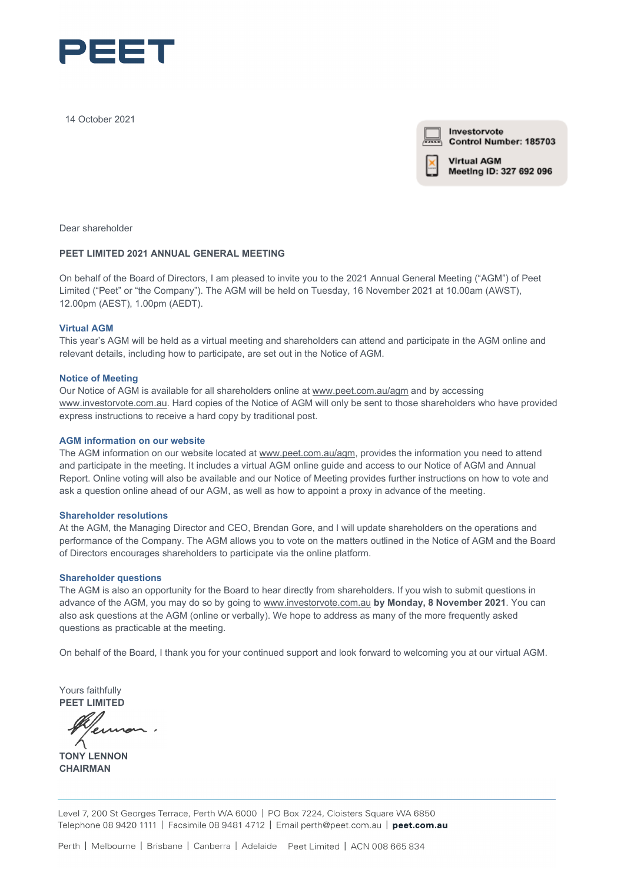PEET

14 October 2021

Investorvote
**Control Number: 185703**

Virtual AGM
**Meeting ID: 327 692 096**

Dear shareholder

**PEET LIMITED 2021 ANNUAL GENERAL MEETING**

On behalf of the Board of Directors, I am pleased to invite you to the 2021 Annual General Meeting ("AGM") of Peet Limited ("Peet" or "the Company"). The AGM will be held on Tuesday, 16 November 2021 at 10.00am (AWST), 12.00pm (AEST), 1.00pm (AEDT).

### Virtual AGM

This year's AGM will be held as a virtual meeting and shareholders can attend and participate in the AGM online and relevant details, including how to participate, are set out in the Notice of AGM.

### Notice of Meeting

Our Notice of AGM is available for all shareholders online at www.peet.com.au/agm and by accessing www.investorvote.com.au. Hard copies of the Notice of AGM will only be sent to those shareholders who have provided express instructions to receive a hard copy by traditional post.

### AGM information on our website

The AGM information on our website located at www.peet.com.au/agm, provides the information you need to attend and participate in the meeting. It includes a virtual AGM online guide and access to our Notice of AGM and Annual Report. Online voting will also be available and our Notice of Meeting provides further instructions on how to vote and ask a question online ahead of our AGM, as well as how to appoint a proxy in advance of the meeting.

### Shareholder resolutions

At the AGM, the Managing Director and CEO, Brendan Gore, and I will update shareholders on the operations and performance of the Company. The AGM allows you to vote on the matters outlined in the Notice of AGM and the Board of Directors encourages shareholders to participate via the online platform.

### Shareholder questions

The AGM is also an opportunity for the Board to hear directly from shareholders. If you wish to submit questions in advance of the AGM, you may do so by going to www.investorvote.com.au **by Monday, 8 November 2021**. You can also ask questions at the AGM (online or verbally). We hope to address as many of the more frequently asked questions as practicable at the meeting.

On behalf of the Board, I thank you for your continued support and look forward to welcoming you at our virtual AGM.

Yours faithfully
**PEET LIMITED**

**TONY LENNON**
**CHAIRMAN**

Level 7, 200 St Georges Terrace, Perth WA 6000 | PO Box 7224, Cloisters Square WA 6850
Telephone 08 9420 1111 | Facsimile 08 9481 4712 | Email perth@peet.com.au | **peet.com.au**

Perth | Melbourne | Brisbane | Canberra | Adelaide Peet Limited | ACN 008 665 834